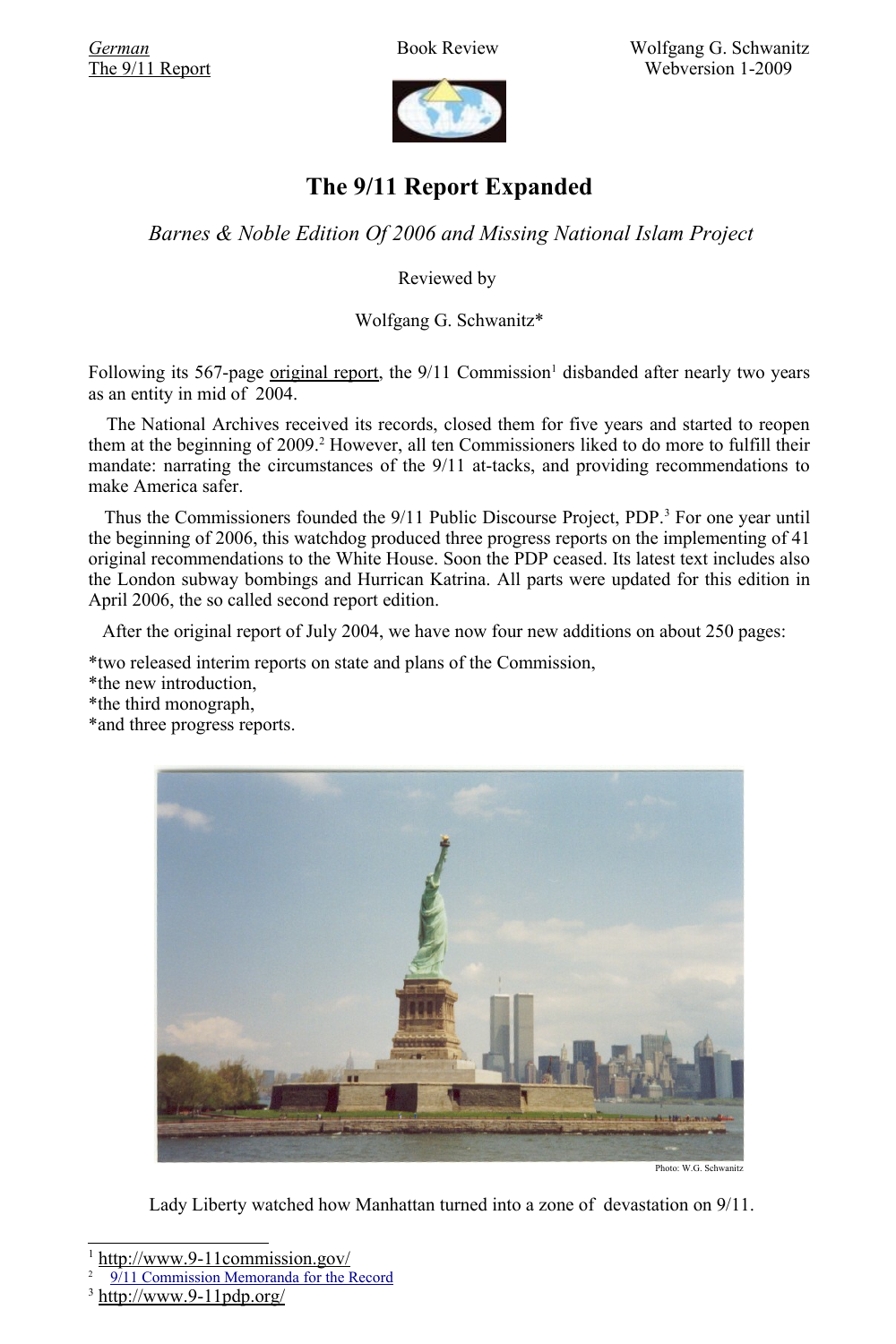German
The 9/11 Report

Book Review

Wolfgang G. Schwanitz
Webversion 1-2009

# The 9/11 Report Expanded

*Barnes & Noble Edition Of 2006 and Missing National Islam Project*

Reviewed by

Wolfgang G. Schwanitz*

Following its 567-page original report, the 9/11 Commission[1] disbanded after nearly two years as an entity in mid of 2004.

The National Archives received its records, closed them for five years and started to reopen them at the beginning of 2009.[2] However, all ten Commissioners liked to do more to fulfill their mandate: narrating the circumstances of the 9/11 at-tacks, and providing recommendations to make America safer.

Thus the Commissioners founded the 9/11 Public Discourse Project, PDP.[3] For one year until the beginning of 2006, this watchdog produced three progress reports on the implementing of 41 original recommendations to the White House. Soon the PDP ceased. Its latest text includes also the London subway bombings and Hurrican Katrina. All parts were updated for this edition in April 2006, the so called second report edition.

After the original report of July 2004, we have now four new additions on about 250 pages:

*two released interim reports on state and plans of the Commission,
*the new introduction,
*the third monograph,
*and three progress reports.

Photo: W.G. Schwanitz

Lady Liberty watched how Manhattan turned into a zone of devastation on 9/11.

---

[1] http://www.9-11commission.gov/
[2] 9/11 Commission Memoranda for the Record
[3] http://www.9-11pdp.org/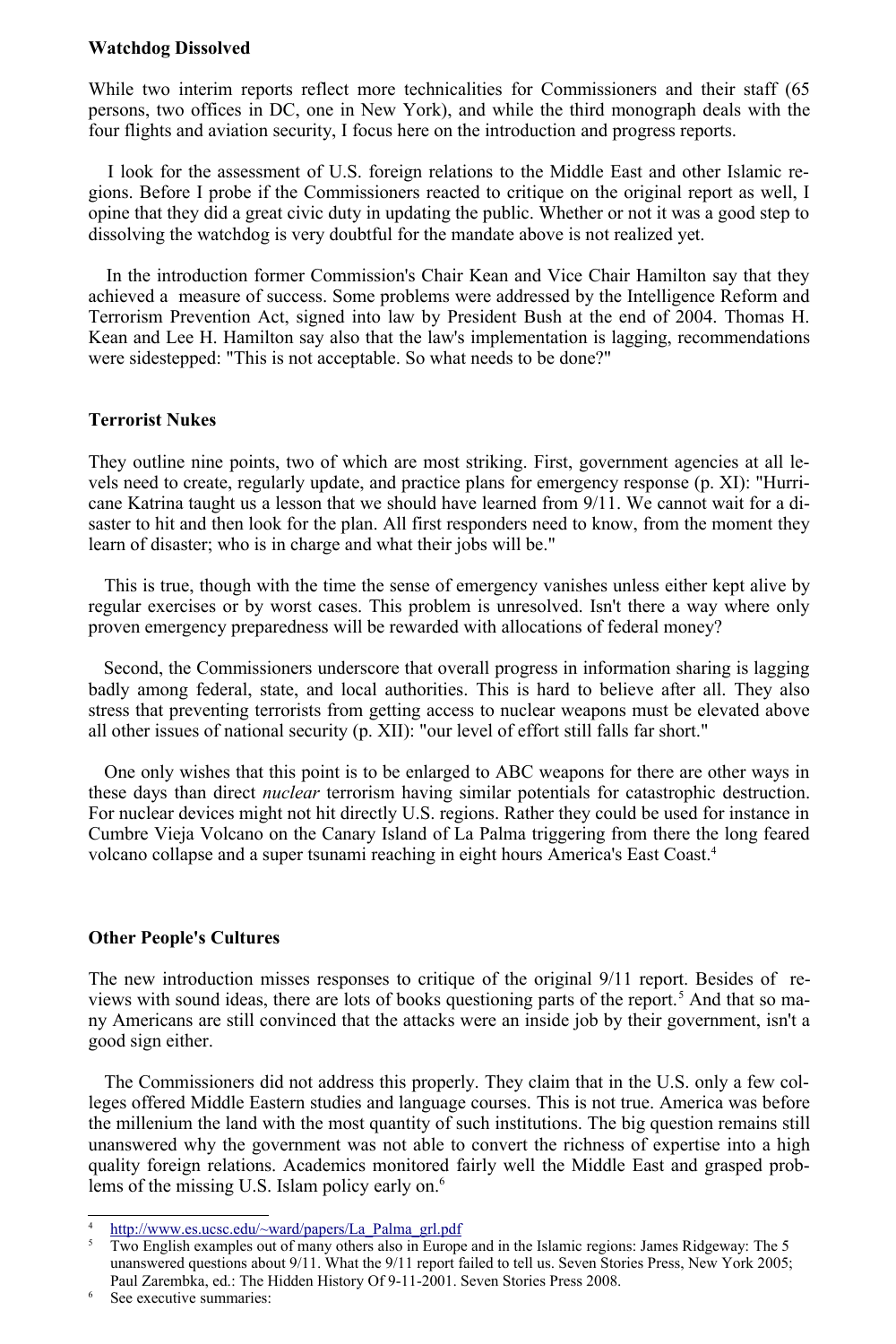**Watchdog Dissolved**

While two interim reports reflect more technicalities for Commissioners and their staff (65 persons, two offices in DC, one in New York), and while the third monograph deals with the four flights and aviation security, I focus here on the introduction and progress reports.

I look for the assessment of U.S. foreign relations to the Middle East and other Islamic regions. Before I probe if the Commissioners reacted to critique on the original report as well, I opine that they did a great civic duty in updating the public. Whether or not it was a good step to dissolving the watchdog is very doubtful for the mandate above is not realized yet.

In the introduction former Commission's Chair Kean and Vice Chair Hamilton say that they achieved a measure of success. Some problems were addressed by the Intelligence Reform and Terrorism Prevention Act, signed into law by President Bush at the end of 2004. Thomas H. Kean and Lee H. Hamilton say also that the law's implementation is lagging, recommendations were sidestepped: "This is not acceptable. So what needs to be done?"

**Terrorist Nukes**

They outline nine points, two of which are most striking. First, government agencies at all levels need to create, regularly update, and practice plans for emergency response (p. XI): "Hurricane Katrina taught us a lesson that we should have learned from 9/11. We cannot wait for a disaster to hit and then look for the plan. All first responders need to know, from the moment they learn of disaster; who is in charge and what their jobs will be."

This is true, though with the time the sense of emergency vanishes unless either kept alive by regular exercises or by worst cases. This problem is unresolved. Isn't there a way where only proven emergency preparedness will be rewarded with allocations of federal money?

Second, the Commissioners underscore that overall progress in information sharing is lagging badly among federal, state, and local authorities. This is hard to believe after all. They also stress that preventing terrorists from getting access to nuclear weapons must be elevated above all other issues of national security (p. XII): "our level of effort still falls far short."

One only wishes that this point is to be enlarged to ABC weapons for there are other ways in these days than direct *nuclear* terrorism having similar potentials for catastrophic destruction. For nuclear devices might not hit directly U.S. regions. Rather they could be used for instance in Cumbre Vieja Volcano on the Canary Island of La Palma triggering from there the long feared volcano collapse and a super tsunami reaching in eight hours America's East Coast.[4]

**Other People's Cultures**

The new introduction misses responses to critique of the original 9/11 report. Besides of reviews with sound ideas, there are lots of books questioning parts of the report.[5] And that so many Americans are still convinced that the attacks were an inside job by their government, isn't a good sign either.

The Commissioners did not address this properly. They claim that in the U.S. only a few colleges offered Middle Eastern studies and language courses. This is not true. America was before the millenium the land with the most quantity of such institutions. The big question remains still unanswered why the government was not able to convert the richness of expertise into a high quality foreign relations. Academics monitored fairly well the Middle East and grasped problems of the missing U.S. Islam policy early on.[6]

---

[4] http://www.es.ucsc.edu/~ward/papers/La_Palma_grl.pdf

[5] Two English examples out of many others also in Europe and in the Islamic regions: James Ridgeway: The 5 unanswered questions about 9/11. What the 9/11 report failed to tell us. Seven Stories Press, New York 2005; Paul Zarembka, ed.: The Hidden History Of 9-11-2001. Seven Stories Press 2008.

[6] See executive summaries: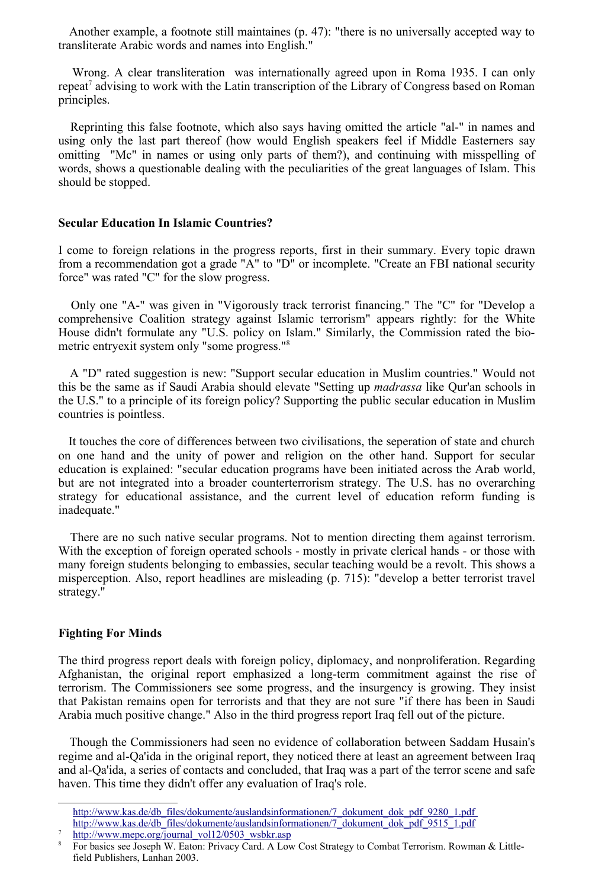Another example, a footnote still maintaines (p. 47): "there is no universally accepted way to transliterate Arabic words and names into English."

Wrong. A clear transliteration was internationally agreed upon in Roma 1935. I can only repeat[7] advising to work with the Latin transcription of the Library of Congress based on Roman principles.

Reprinting this false footnote, which also says having omitted the article "al-" in names and using only the last part thereof (how would English speakers feel if Middle Easterners say omitting "Mc" in names or using only parts of them?), and continuing with misspelling of words, shows a questionable dealing with the peculiarities of the great languages of Islam. This should be stopped.

### Secular Education In Islamic Countries?

I come to foreign relations in the progress reports, first in their summary. Every topic drawn from a recommendation got a grade "A" to "D" or incomplete. "Create an FBI national security force" was rated "C" for the slow progress.

Only one "A-" was given in "Vigorously track terrorist financing." The "C" for "Develop a comprehensive Coalition strategy against Islamic terrorism" appears rightly: for the White House didn't formulate any "U.S. policy on Islam." Similarly, the Commission rated the bio-metric entryexit system only "some progress."[8]

A "D" rated suggestion is new: "Support secular education in Muslim countries." Would not this be the same as if Saudi Arabia should elevate "Setting up *madrassa* like Qur'an schools in the U.S." to a principle of its foreign policy? Supporting the public secular education in Muslim countries is pointless.

It touches the core of differences between two civilisations, the seperation of state and church on one hand and the unity of power and religion on the other hand. Support for secular education is explained: "secular education programs have been initiated across the Arab world, but are not integrated into a broader counterterrorism strategy. The U.S. has no overarching strategy for educational assistance, and the current level of education reform funding is inadequate."

There are no such native secular programs. Not to mention directing them against terrorism. With the exception of foreign operated schools - mostly in private clerical hands - or those with many foreign students belonging to embassies, secular teaching would be a revolt. This shows a misperception. Also, report headlines are misleading (p. 715): "develop a better terrorist travel strategy."

### Fighting For Minds

The third progress report deals with foreign policy, diplomacy, and nonproliferation. Regarding Afghanistan, the original report emphasized a long-term commitment against the rise of terrorism. The Commissioners see some progress, and the insurgency is growing. They insist that Pakistan remains open for terrorists and that they are not sure "if there has been in Saudi Arabia much positive change." Also in the third progress report Iraq fell out of the picture.

Though the Commissioners had seen no evidence of collaboration between Saddam Husain's regime and al-Qa'ida in the original report, they noticed there at least an agreement between Iraq and al-Qa'ida, a series of contacts and concluded, that Iraq was a part of the terror scene and safe haven. This time they didn't offer any evaluation of Iraq's role.

---

http://www.kas.de/db_files/dokumente/auslandsinformationen/7_dokument_dok_pdf_9280_1.pdf
http://www.kas.de/db_files/dokumente/auslandsinformationen/7_dokument_dok_pdf_9515_1.pdf

[7] http://www.mepc.org/journal_vol12/0503_wsbkr.asp

[8] For basics see Joseph W. Eaton: Privacy Card. A Low Cost Strategy to Combat Terrorism. Rowman & Little-field Publishers, Lanhan 2003.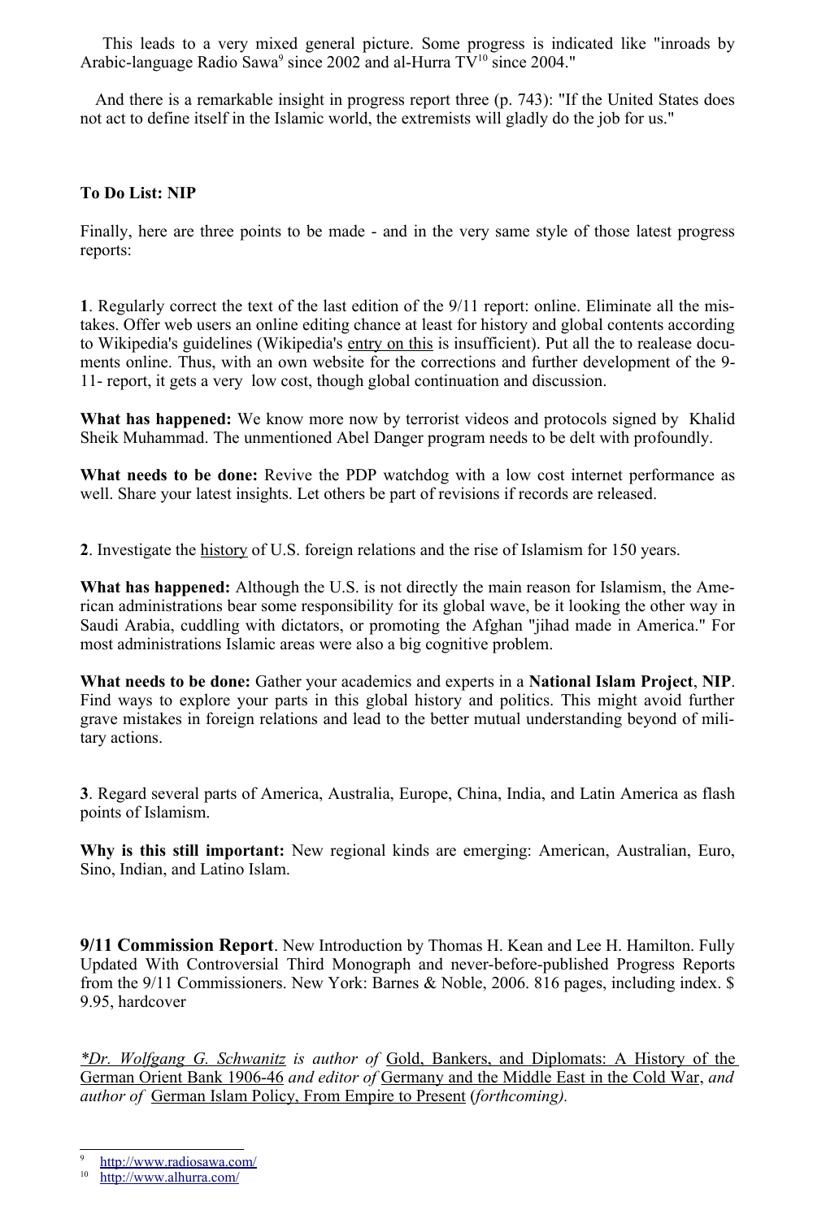This leads to a very mixed general picture. Some progress is indicated like "inroads by Arabic-language Radio Sawa[9] since 2002 and al-Hurra TV[10] since 2004."

And there is a remarkable insight in progress report three (p. 743): "If the United States does not act to define itself in the Islamic world, the extremists will gladly do the job for us."

**To Do List: NIP**

Finally, here are three points to be made - and in the very same style of those latest progress reports:

**1**. Regularly correct the text of the last edition of the 9/11 report: online. Eliminate all the mistakes. Offer web users an online editing chance at least for history and global contents according to Wikipedia's guidelines (Wikipedia's entry on this is insufficient). Put all the to realease documents online. Thus, with an own website for the corrections and further development of the 9-11- report, it gets a very low cost, though global continuation and discussion.

**What has happened:** We know more now by terrorist videos and protocols signed by Khalid Sheik Muhammad. The unmentioned Abel Danger program needs to be delt with profoundly.

**What needs to be done:** Revive the PDP watchdog with a low cost internet performance as well. Share your latest insights. Let others be part of revisions if records are released.

**2**. Investigate the history of U.S. foreign relations and the rise of Islamism for 150 years.

**What has happened:** Although the U.S. is not directly the main reason for Islamism, the American administrations bear some responsibility for its global wave, be it looking the other way in Saudi Arabia, cuddling with dictators, or promoting the Afghan "jihad made in America." For most administrations Islamic areas were also a big cognitive problem.

**What needs to be done:** Gather your academics and experts in a **National Islam Project**, **NIP**. Find ways to explore your parts in this global history and politics. This might avoid further grave mistakes in foreign relations and lead to the better mutual understanding beyond of military actions.

**3**. Regard several parts of America, Australia, Europe, China, India, and Latin America as flash points of Islamism.

**Why is this still important:** New regional kinds are emerging: American, Australian, Euro, Sino, Indian, and Latino Islam.

**9/11 Commission Report**. New Introduction by Thomas H. Kean and Lee H. Hamilton. Fully Updated With Controversial Third Monograph and never-before-published Progress Reports from the 9/11 Commissioners. New York: Barnes & Noble, 2006. 816 pages, including index. $ 9.95, hardcover

*\*Dr. Wolfgang G. Schwanitz is author of* Gold, Bankers, and Diplomats: A History of the German Orient Bank 1906-46 *and editor of* Germany and the Middle East in the Cold War, *and author of* German Islam Policy, From Empire to Present (*forthcoming).*

---

[9] http://www.radiosawa.com/

[10] http://www.alhurra.com/